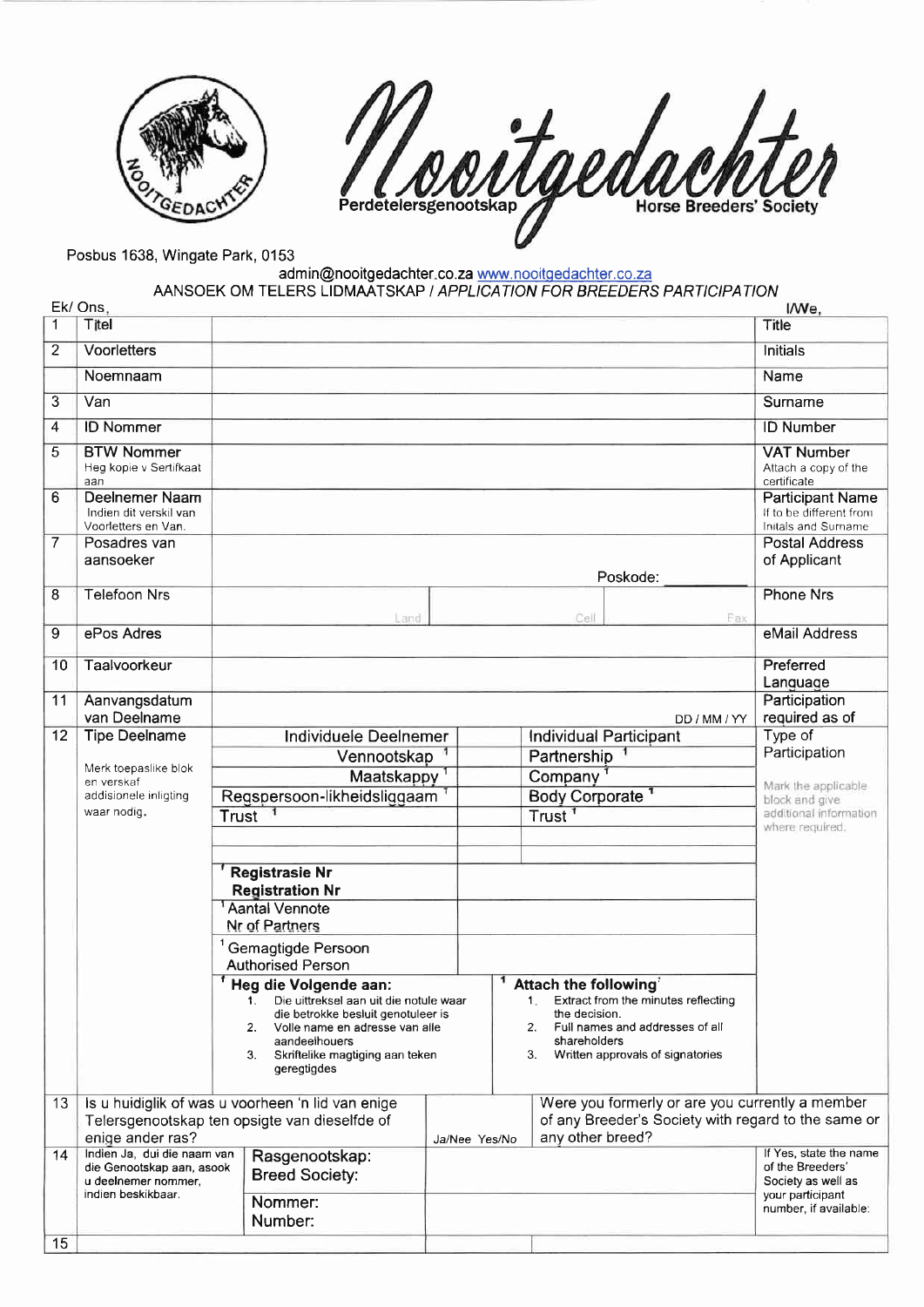# Nooitgedachter

Perdetelersgenootskap — Horse Breeders' Society

Posbus 1638, Wingate Park, 0153

admin@nooitgedachter.co.za www.nooitgedachter.co.za

## AANSOEK OM TELERS LIDMAATSKAP / *APPLICATION FOR BREEDERS PARTICIPATION*

Ek/ Ons, — I/We,

| No | Afrikaans | | English |
|---|---|---|---|
| 1 | Titel | | Title |
| 2 | Voorletters | | Initials |
| | Noemnaam | | Name |
| 3 | Van | | Surname |
| 4 | ID Nommer | | ID Number |
| 5 | BTW Nommer<br>Heg kopie v Sertifkaat aan | | VAT Number<br>Attach a copy of the certificate |
| 6 | Deelnemer Naam<br>Indien dit verskil van Voorletters en Van. | | Participant Name<br>If to be different from Initals and Surname |
| 7 | Posadres van aansoeker | Poskode: | Postal Address of Applicant |
| 8 | Telefoon Nrs | Land / Cell / Fax | Phone Nrs |
| 9 | ePos Adres | | eMail Address |
| 10 | Taalvoorkeur | | Preferred Language |
| 11 | Aanvangsdatum van Deelname | DD / MM / YY | Participation required as of |
| 12 | Tipe Deelname<br>Merk toepaslike blok en verskaf addisionele inligting waar nodig. | | Type of Participation<br>Mark the applicable block and give additional information where required. |

| Afrikaans | | English | |
|---|---|---|---|
| Individuele Deelnemer | | Individual Participant | |
| Vennootskap [1] | | Partnership [1] | |
| Maatskappy [1] | | Company [1] | |
| Regspersoon-likheidsliggaam [1] | | Body Corporate [1] | |
| Trust [1] | | Trust [1] | |

| | |
|---|---|
| [1] Registrasie Nr<br>Registration Nr | |
| [1] Aantal Vennote<br>Nr of Partners | |
| [1] Gemagtigde Persoon<br>Authorised Person | |

[1] **Heg die Volgende aan:**

1. Die uittreksel aan uit die notule waar die betrokke besluit genotuleer is
2. Volle name en adresse van alle aandeelhouers
3. Skriftelike magtiging aan teken geregtigdes

[1] **Attach the following:**

1. Extract from the minutes reflecting the decision.
2. Full names and addresses of all shareholders
3. Written approvals of signatories

| No | Afrikaans | | English |
|---|---|---|---|
| 13 | Is u huidiglik of was u voorheen 'n lid van enige Telersgenootskap ten opsigte van dieselfde of enige ander ras? | Ja/Nee Yes/No | Were you formerly or are you currently a member of any Breeder's Society with regard to the same or any other breed? |
| 14 | Indien Ja, dui die naam van die Genootskap aan, asook u deelnemer nommer, indien beskikbaar.<br>Rasgenootskap: / Breed Society:<br>Nommer: / Number: | | If Yes, state the name of the Breeders' Society as well as your participant number, if available: |
| 15 | | | |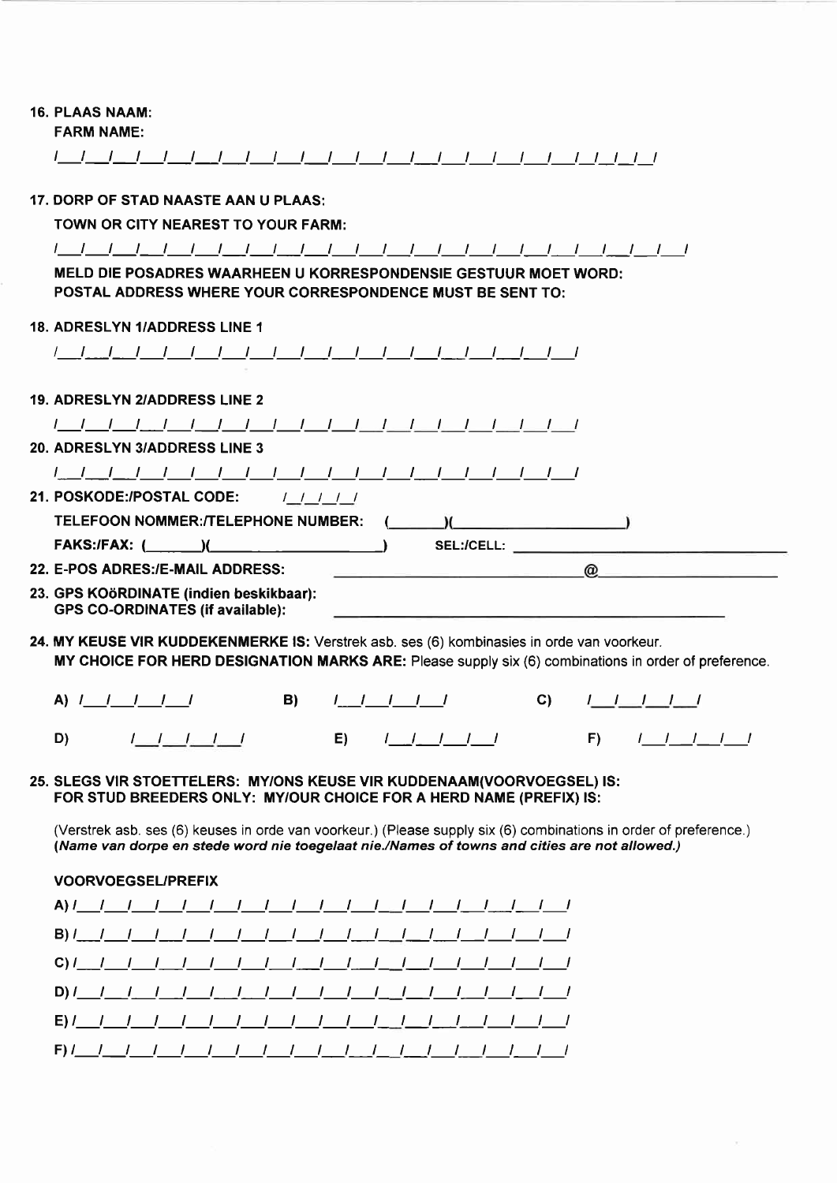**16. PLAAS NAAM:**
**FARM NAME:**

/__/__/__/__/__/__/__/__/__/__/__/__/__/__/__/__/__/__/__/__/__/__/__/__/__/__/__/

**17. DORP OF STAD NAASTE AAN U PLAAS:**
**TOWN OR CITY NEAREST TO YOUR FARM:**

/__/__/__/__/__/__/__/__/__/__/__/__/__/__/__/__/__/__/__/__/__/__/__/__/__/__/

**MELD DIE POSADRES WAARHEEN U KORRESPONDENSIE GESTUUR MOET WORD:**
**POSTAL ADDRESS WHERE YOUR CORRESPONDENCE MUST BE SENT TO:**

**18. ADRESLYN 1/ADDRESS LINE 1**

/__/__/__/__/__/__/__/__/__/__/__/__/__/__/__/__/__/__/__/__/__/__/__/

**19. ADRESLYN 2/ADDRESS LINE 2**

/__/__/__/__/__/__/__/__/__/__/__/__/__/__/__/__/__/__/__/__/__/__/__/

**20. ADRESLYN 3/ADDRESS LINE 3**

/__/__/__/__/__/__/__/__/__/__/__/__/__/__/__/__/__/__/__/__/__/__/__/

**21. POSKODE:/POSTAL CODE:** /_/_/_/_/

**TELEFOON NOMMER:/TELEPHONE NUMBER:** (______)(____________________)

**FAKS:/FAX:** (______)(____________________) **SEL:/CELL:** ______________________________

**22. E-POS ADRES:/E-MAIL ADDRESS:** ____________________________@____________________

**23. GPS KOöRDINATE (indien beskikbaar):**
**GPS CO-ORDINATES (if available):** ____________________________________________

**24. MY KEUSE VIR KUDDEKENMERKE IS:** Verstrek asb. ses (6) kombinasies in orde van voorkeur.
**MY CHOICE FOR HERD DESIGNATION MARKS ARE:** Please supply six (6) combinations in order of preference.

A) /__/__/__/__/__/ B) /__/__/__/__/__/ C) /__/__/__/__/__/

D) /__/__/__/__/__/ E) /__/__/__/__/__/ F) /__/__/__/__/__/

**25. SLEGS VIR STOETTELERS: MY/ONS KEUSE VIR KUDDENAAM(VOORVOEGSEL) IS:**
**FOR STUD BREEDERS ONLY: MY/OUR CHOICE FOR A HERD NAME (PREFIX) IS:**

(Verstrek asb. ses (6) keuses in orde van voorkeur.) (Please supply six (6) combinations in order of preference.)
***(Name van dorpe en stede word nie toegelaat nie./Names of towns and cities are not allowed.)***

**VOORVOEGSEL/PREFIX**

A) /__/__/__/__/__/__/__/__/__/__/__/__/__/__/__/__/__/__/__/__/__/

B) /__/__/__/__/__/__/__/__/__/__/__/__/__/__/__/__/__/__/__/__/__/

C) /__/__/__/__/__/__/__/__/__/__/__/__/__/__/__/__/__/__/__/__/__/

D) /__/__/__/__/__/__/__/__/__/__/__/__/__/__/__/__/__/__/__/__/__/

E) /__/__/__/__/__/__/__/__/__/__/__/__/__/__/__/__/__/__/__/__/__/

F) /__/__/__/__/__/__/__/__/__/__/__/__/__/__/__/__/__/__/__/__/__/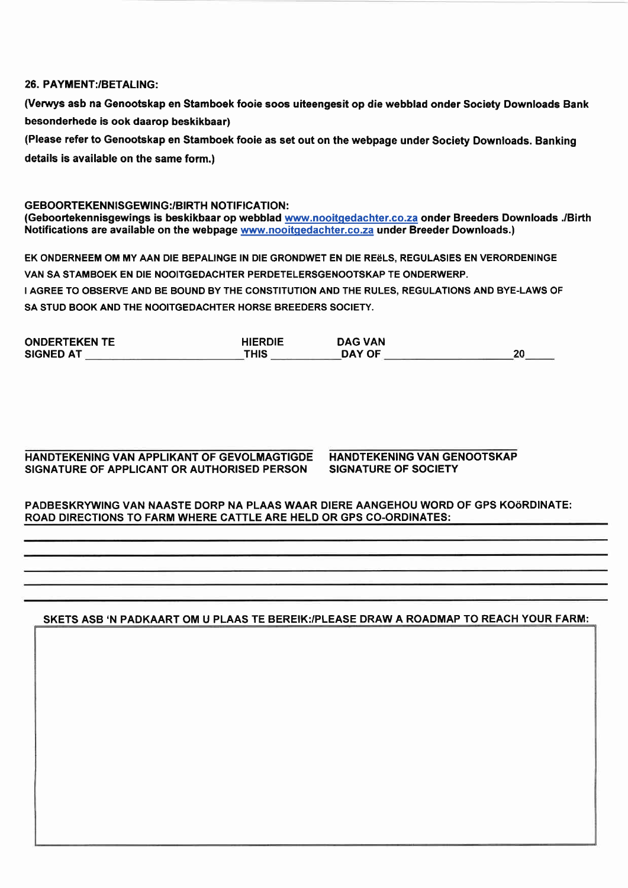**26. PAYMENT:/BETALING:**

**(Verwys asb na Genootskap en Stamboek fooie soos uiteengesit op die webblad onder Society Downloads Bank besonderhede is ook daarop beskikbaar)**

**(Please refer to Genootskap en Stamboek fooie as set out on the webpage under Society Downloads. Banking details is available on the same form.)**

**GEBOORTEKENNISGEWING:/BIRTH NOTIFICATION:**
**(Geboortekennisgewings is beskikbaar op webblad [www.nooitgedachter.co.za](http://www.nooitgedachter.co.za) onder Breeders Downloads ./Birth Notifications are available on the webpage [www.nooitgedachter.co.za](http://www.nooitgedachter.co.za) under Breeder Downloads.)**

EK ONDERNEEM OM MY AAN DIE BEPALINGE IN DIE GRONDWET EN DIE REëLS, REGULASIES EN VERORDENINGE VAN SA STAMBOEK EN DIE NOOITGEDACHTER PERDETELERSGENOOTSKAP TE ONDERWERP.
I AGREE TO OBSERVE AND BE BOUND BY THE CONSTITUTION AND THE RULES, REGULATIONS AND BYE-LAWS OF SA STUD BOOK AND THE NOOITGEDACHTER HORSE BREEDERS SOCIETY.

**ONDERTEKEN TE** / **SIGNED AT** ________________________ **HIERDIE** / **THIS** ___________ **DAG VAN** / **DAY OF** ____________________ **20**_____

______________________________________
**HANDTEKENING VAN APPLIKANT OF GEVOLMAGTIGDE**
**SIGNATURE OF APPLICANT OR AUTHORISED PERSON**

______________________________________
**HANDTEKENING VAN GENOOTSKAP**
**SIGNATURE OF SOCIETY**

**PADBESKRYWING VAN NAASTE DORP NA PLAAS WAAR DIERE AANGEHOU WORD OF GPS KOöRDINATE:**
**ROAD DIRECTIONS TO FARM WHERE CATTLE ARE HELD OR GPS CO-ORDINATES:** ______________________

______________________________________________________________________

______________________________________________________________________

______________________________________________________________________

______________________________________________________________________

______________________________________________________________________

**SKETS ASB 'N PADKAART OM U PLAAS TE BEREIK:/PLEASE DRAW A ROADMAP TO REACH YOUR FARM:**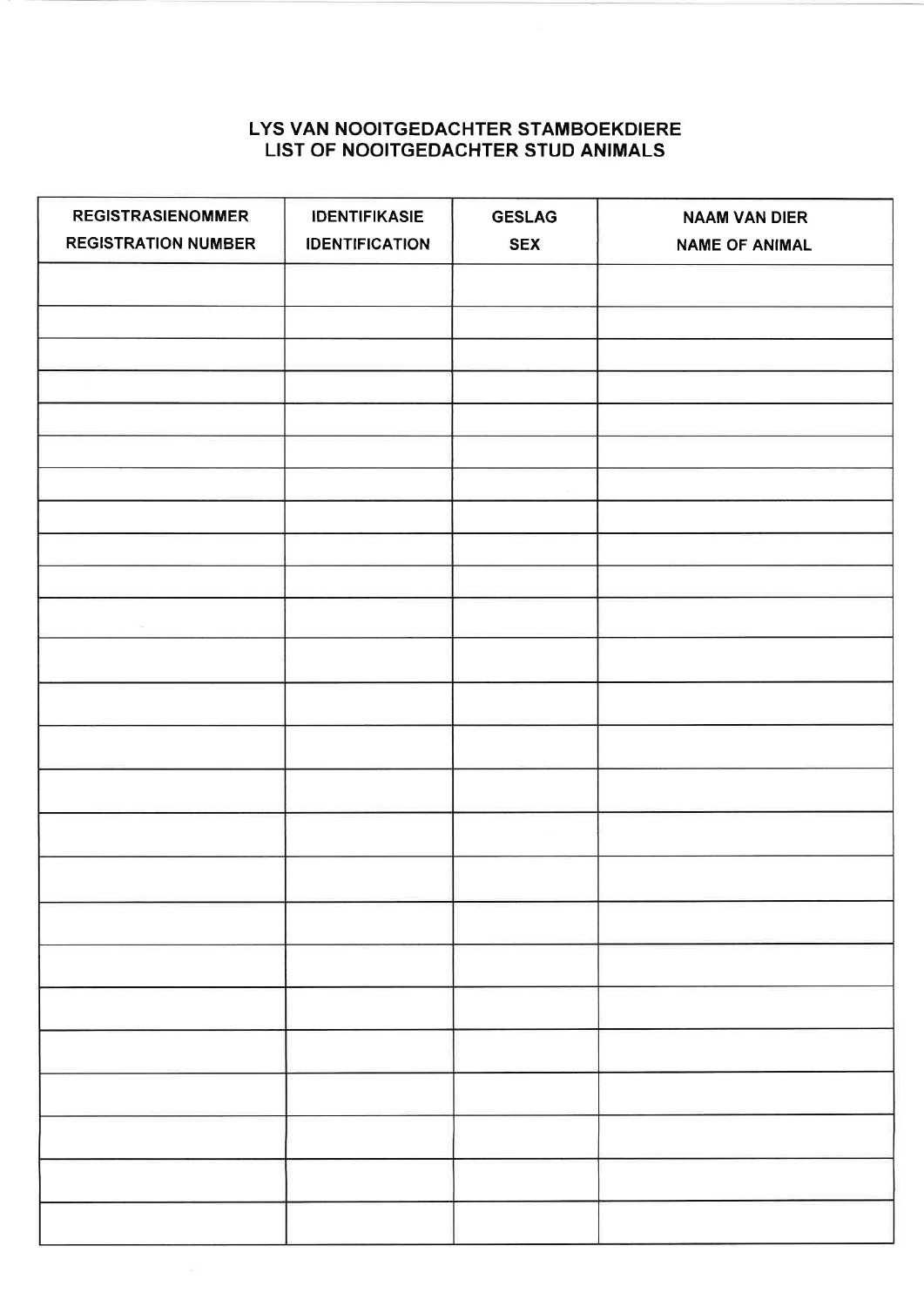## LYS VAN NOOITGEDACHTER STAMBOEKDIERE
## LIST OF NOOITGEDACHTER STUD ANIMALS

| REGISTRASIENOMMER<br>REGISTRATION NUMBER | IDENTIFIKASIE<br>IDENTIFICATION | GESLAG<br>SEX | NAAM VAN DIER<br>NAME OF ANIMAL |
|---|---|---|---|
| | | | |
| | | | |
| | | | |
| | | | |
| | | | |
| | | | |
| | | | |
| | | | |
| | | | |
| | | | |
| | | | |
| | | | |
| | | | |
| | | | |
| | | | |
| | | | |
| | | | |
| | | | |
| | | | |
| | | | |
| | | | |
| | | | |
| | | | |
| | | | |
| | | | |